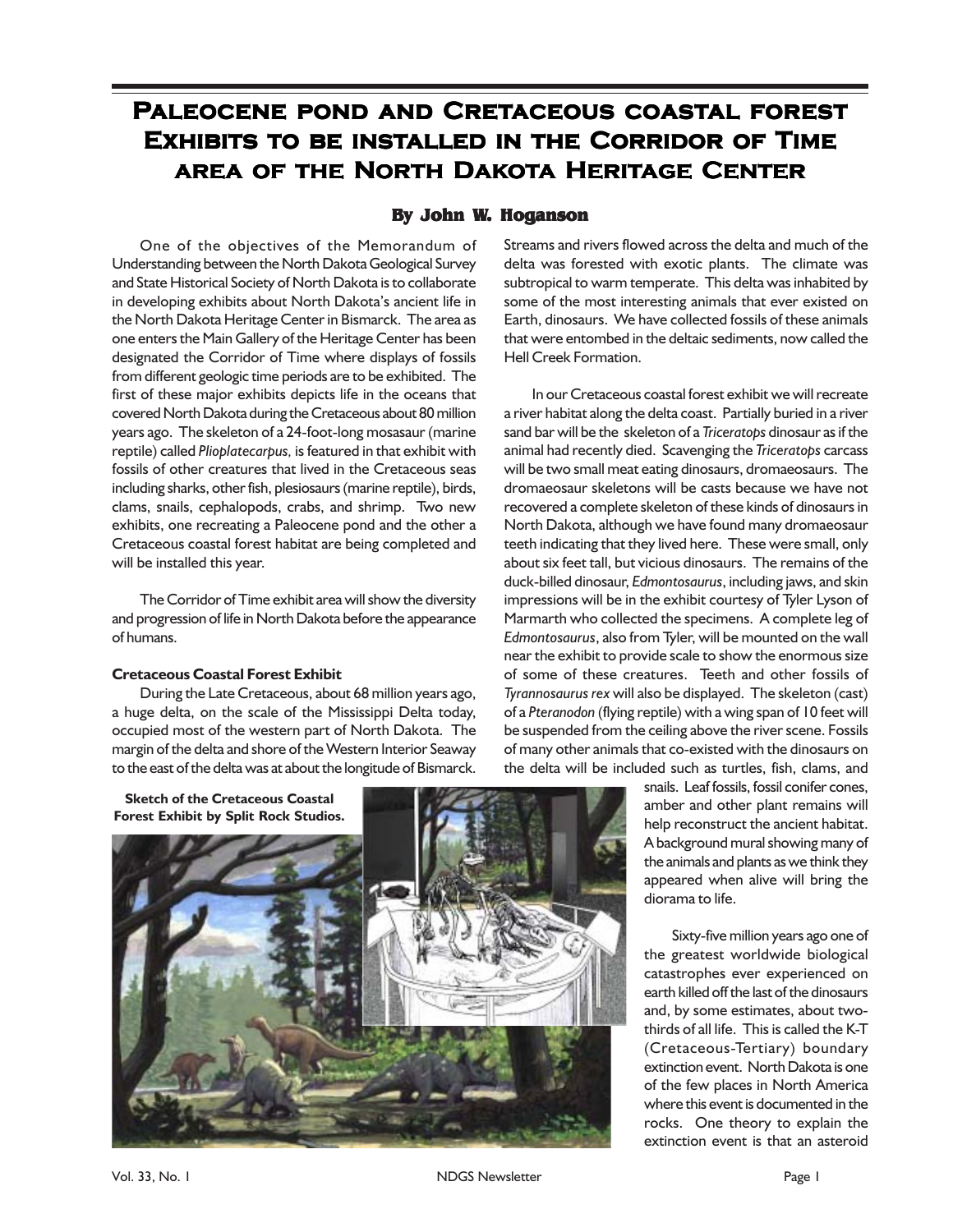# Paleocene pond and Cretaceous coastal forest Exhibits to be installed in the Corridor of Time area of the North Dakota Heritage Center

**By John W. Hoganson**

One of the objectives of the Memorandum of Understanding between the North Dakota Geological Survey and State Historical Society of North Dakota is to collaborate in developing exhibits about North Dakota's ancient life in the North Dakota Heritage Center in Bismarck. The area as one enters the Main Gallery of the Heritage Center has been designated the Corridor of Time where displays of fossils from different geologic time periods are to be exhibited. The first of these major exhibits depicts life in the oceans that covered North Dakota during the Cretaceous about 80 million years ago. The skeleton of a 24-foot-long mosasaur (marine reptile) called *Plioplatecarpus,* is featured in that exhibit with fossils of other creatures that lived in the Cretaceous seas including sharks, other fish, plesiosaurs (marine reptile), birds, clams, snails, cephalopods, crabs, and shrimp. Two new exhibits, one recreating a Paleocene pond and the other a Cretaceous coastal forest habitat are being completed and will be installed this year.

The Corridor of Time exhibit area will show the diversity and progression of life in North Dakota before the appearance of humans.

**Cretaceous Coastal Forest Exhibit**

During the Late Cretaceous, about 68 million years ago, a huge delta, on the scale of the Mississippi Delta today, occupied most of the western part of North Dakota. The margin of the delta and shore of the Western Interior Seaway to the east of the delta was at about the longitude of Bismarck. Streams and rivers flowed across the delta and much of the delta was forested with exotic plants. The climate was subtropical to warm temperate. This delta was inhabited by some of the most interesting animals that ever existed on Earth, dinosaurs. We have collected fossils of these animals that were entombed in the deltaic sediments, now called the Hell Creek Formation.

In our Cretaceous coastal forest exhibit we will recreate a river habitat along the delta coast. Partially buried in a river sand bar will be the skeleton of a *Triceratops* dinosaur as if the animal had recently died. Scavenging the *Triceratops* carcass will be two small meat eating dinosaurs, dromaeosaurs. The dromaeosaur skeletons will be casts because we have not recovered a complete skeleton of these kinds of dinosaurs in North Dakota, although we have found many dromaeosaur teeth indicating that they lived here. These were small, only about six feet tall, but vicious dinosaurs. The remains of the duck-billed dinosaur, *Edmontosaurus*, including jaws, and skin impressions will be in the exhibit courtesy of Tyler Lyson of Marmarth who collected the specimens. A complete leg of *Edmontosaurus*, also from Tyler, will be mounted on the wall near the exhibit to provide scale to show the enormous size of some of these creatures. Teeth and other fossils of *Tyrannosaurus rex* will also be displayed. The skeleton (cast) of a *Pteranodon* (flying reptile) with a wing span of 10 feet will be suspended from the ceiling above the river scene. Fossils of many other animals that co-existed with the dinosaurs on the delta will be included such as turtles, fish, clams, and snails. Leaf fossils, fossil conifer cones, amber and other plant remains will help reconstruct the ancient habitat. A background mural showing many of the animals and plants as we think they appeared when alive will bring the diorama to life.

**Sketch of the Cretaceous Coastal Forest Exhibit by Split Rock Studios.**

Sixty-five million years ago one of the greatest worldwide biological catastrophes ever experienced on earth killed off the last of the dinosaurs and, by some estimates, about two-thirds of all life. This is called the K-T (Cretaceous-Tertiary) boundary extinction event. North Dakota is one of the few places in North America where this event is documented in the rocks. One theory to explain the extinction event is that an asteroid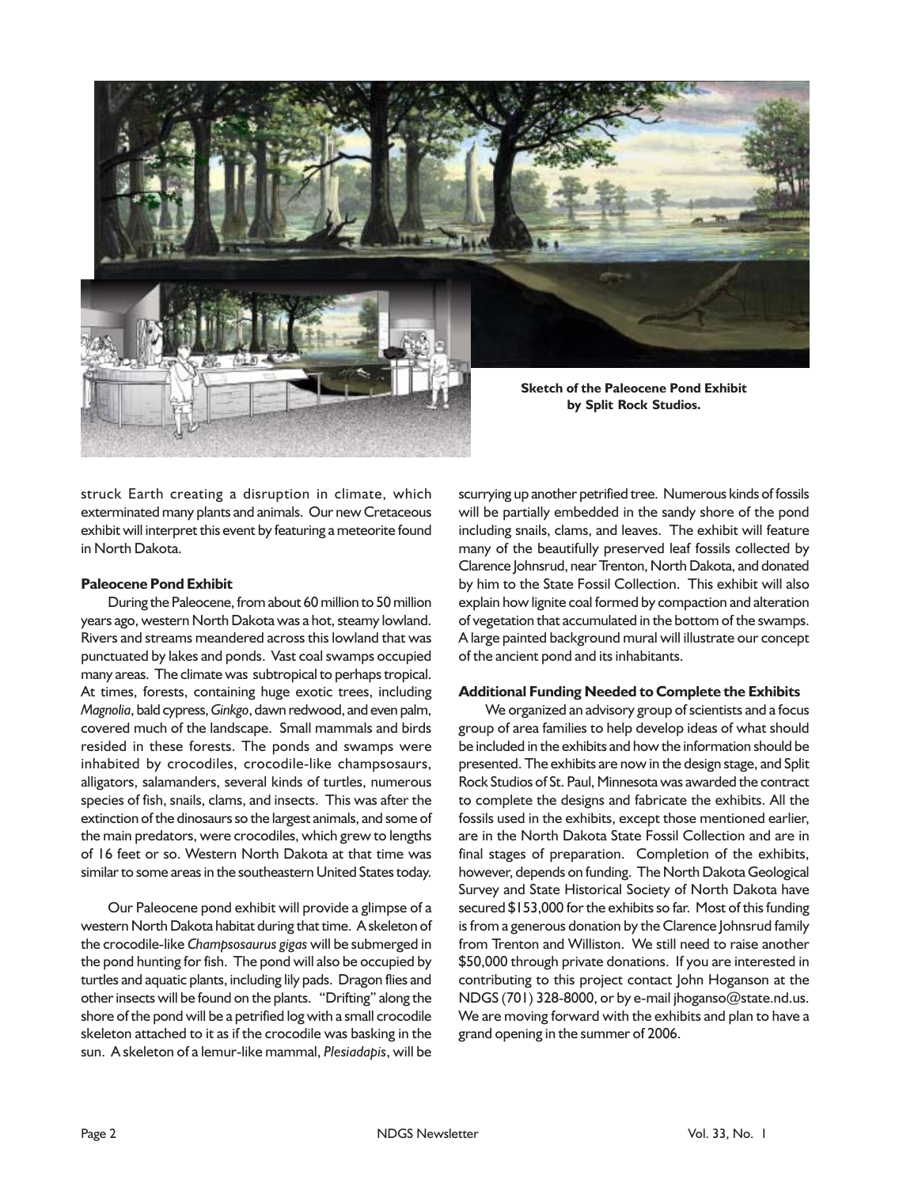Sketch of the Paleocene Pond Exhibit by Split Rock Studios.

struck Earth creating a disruption in climate, which exterminated many plants and animals. Our new Cretaceous exhibit will interpret this event by featuring a meteorite found in North Dakota.

**Paleocene Pond Exhibit**

During the Paleocene, from about 60 million to 50 million years ago, western North Dakota was a hot, steamy lowland. Rivers and streams meandered across this lowland that was punctuated by lakes and ponds. Vast coal swamps occupied many areas. The climate was subtropical to perhaps tropical. At times, forests, containing huge exotic trees, including *Magnolia*, bald cypress, *Ginkgo*, dawn redwood, and even palm, covered much of the landscape. Small mammals and birds resided in these forests. The ponds and swamps were inhabited by crocodiles, crocodile-like champsosaurs, alligators, salamanders, several kinds of turtles, numerous species of fish, snails, clams, and insects. This was after the extinction of the dinosaurs so the largest animals, and some of the main predators, were crocodiles, which grew to lengths of 16 feet or so. Western North Dakota at that time was similar to some areas in the southeastern United States today.

Our Paleocene pond exhibit will provide a glimpse of a western North Dakota habitat during that time. A skeleton of the crocodile-like *Champsosaurus gigas* will be submerged in the pond hunting for fish. The pond will also be occupied by turtles and aquatic plants, including lily pads. Dragon flies and other insects will be found on the plants. "Drifting" along the shore of the pond will be a petrified log with a small crocodile skeleton attached to it as if the crocodile was basking in the sun. A skeleton of a lemur-like mammal, *Plesiadapis*, will be scurrying up another petrified tree. Numerous kinds of fossils will be partially embedded in the sandy shore of the pond including snails, clams, and leaves. The exhibit will feature many of the beautifully preserved leaf fossils collected by Clarence Johnsrud, near Trenton, North Dakota, and donated by him to the State Fossil Collection. This exhibit will also explain how lignite coal formed by compaction and alteration of vegetation that accumulated in the bottom of the swamps. A large painted background mural will illustrate our concept of the ancient pond and its inhabitants.

**Additional Funding Needed to Complete the Exhibits**

We organized an advisory group of scientists and a focus group of area families to help develop ideas of what should be included in the exhibits and how the information should be presented. The exhibits are now in the design stage, and Split Rock Studios of St. Paul, Minnesota was awarded the contract to complete the designs and fabricate the exhibits. All the fossils used in the exhibits, except those mentioned earlier, are in the North Dakota State Fossil Collection and are in final stages of preparation. Completion of the exhibits, however, depends on funding. The North Dakota Geological Survey and State Historical Society of North Dakota have secured $153,000 for the exhibits so far. Most of this funding is from a generous donation by the Clarence Johnsrud family from Trenton and Williston. We still need to raise another $50,000 through private donations. If you are interested in contributing to this project contact John Hoganson at the NDGS (701) 328-8000, or by e-mail jhoganso@state.nd.us. We are moving forward with the exhibits and plan to have a grand opening in the summer of 2006.